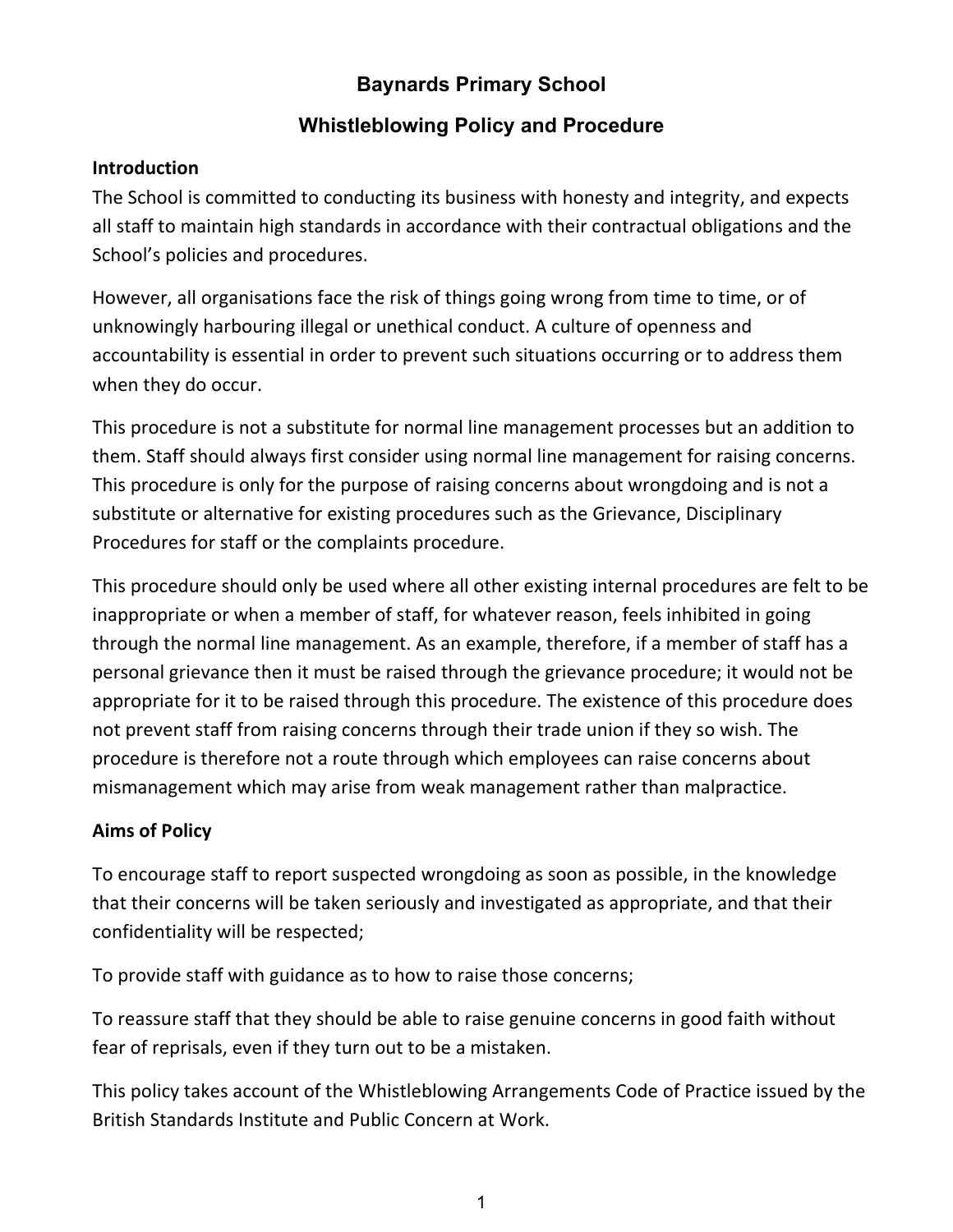# Baynards Primary School

## Whistleblowing Policy and Procedure

**Introduction**

The School is committed to conducting its business with honesty and integrity, and expects all staff to maintain high standards in accordance with their contractual obligations and the School's policies and procedures.

However, all organisations face the risk of things going wrong from time to time, or of unknowingly harbouring illegal or unethical conduct. A culture of openness and accountability is essential in order to prevent such situations occurring or to address them when they do occur.

This procedure is not a substitute for normal line management processes but an addition to them. Staff should always first consider using normal line management for raising concerns. This procedure is only for the purpose of raising concerns about wrongdoing and is not a substitute or alternative for existing procedures such as the Grievance, Disciplinary Procedures for staff or the complaints procedure.

This procedure should only be used where all other existing internal procedures are felt to be inappropriate or when a member of staff, for whatever reason, feels inhibited in going through the normal line management. As an example, therefore, if a member of staff has a personal grievance then it must be raised through the grievance procedure; it would not be appropriate for it to be raised through this procedure. The existence of this procedure does not prevent staff from raising concerns through their trade union if they so wish. The procedure is therefore not a route through which employees can raise concerns about mismanagement which may arise from weak management rather than malpractice.

**Aims of Policy**

To encourage staff to report suspected wrongdoing as soon as possible, in the knowledge that their concerns will be taken seriously and investigated as appropriate, and that their confidentiality will be respected;

To provide staff with guidance as to how to raise those concerns;

To reassure staff that they should be able to raise genuine concerns in good faith without fear of reprisals, even if they turn out to be a mistaken.

This policy takes account of the Whistleblowing Arrangements Code of Practice issued by the British Standards Institute and Public Concern at Work.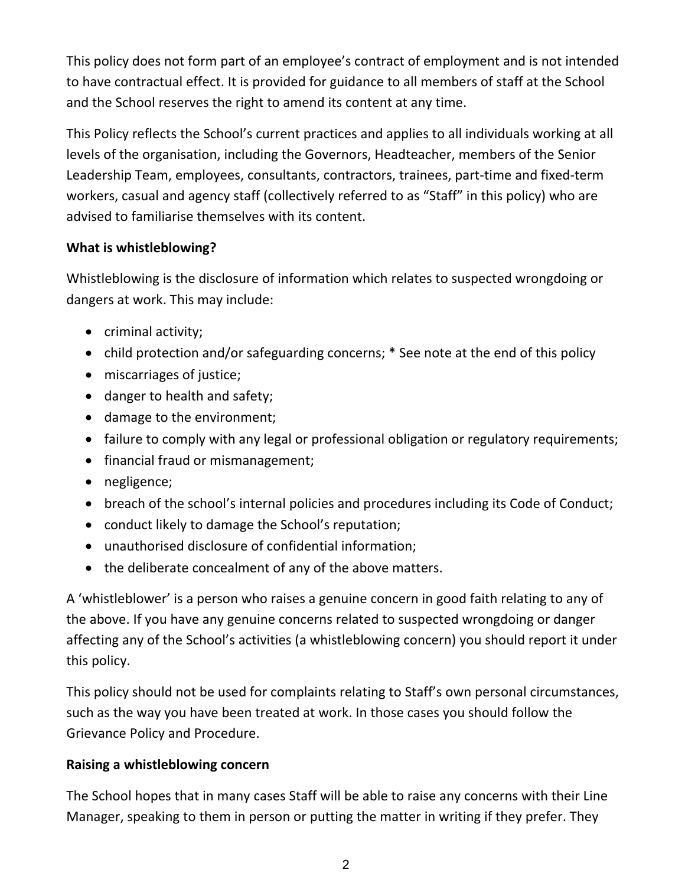This policy does not form part of an employee's contract of employment and is not intended to have contractual effect. It is provided for guidance to all members of staff at the School and the School reserves the right to amend its content at any time.

This Policy reflects the School's current practices and applies to all individuals working at all levels of the organisation, including the Governors, Headteacher, members of the Senior Leadership Team, employees, consultants, contractors, trainees, part-time and fixed-term workers, casual and agency staff (collectively referred to as "Staff" in this policy) who are advised to familiarise themselves with its content.

**What is whistleblowing?**

Whistleblowing is the disclosure of information which relates to suspected wrongdoing or dangers at work. This may include:

- criminal activity;
- child protection and/or safeguarding concerns; * See note at the end of this policy
- miscarriages of justice;
- danger to health and safety;
- damage to the environment;
- failure to comply with any legal or professional obligation or regulatory requirements;
- financial fraud or mismanagement;
- negligence;
- breach of the school's internal policies and procedures including its Code of Conduct;
- conduct likely to damage the School's reputation;
- unauthorised disclosure of confidential information;
- the deliberate concealment of any of the above matters.

A 'whistleblower' is a person who raises a genuine concern in good faith relating to any of the above. If you have any genuine concerns related to suspected wrongdoing or danger affecting any of the School's activities (a whistleblowing concern) you should report it under this policy.

This policy should not be used for complaints relating to Staff's own personal circumstances, such as the way you have been treated at work. In those cases you should follow the Grievance Policy and Procedure.

**Raising a whistleblowing concern**

The School hopes that in many cases Staff will be able to raise any concerns with their Line Manager, speaking to them in person or putting the matter in writing if they prefer. They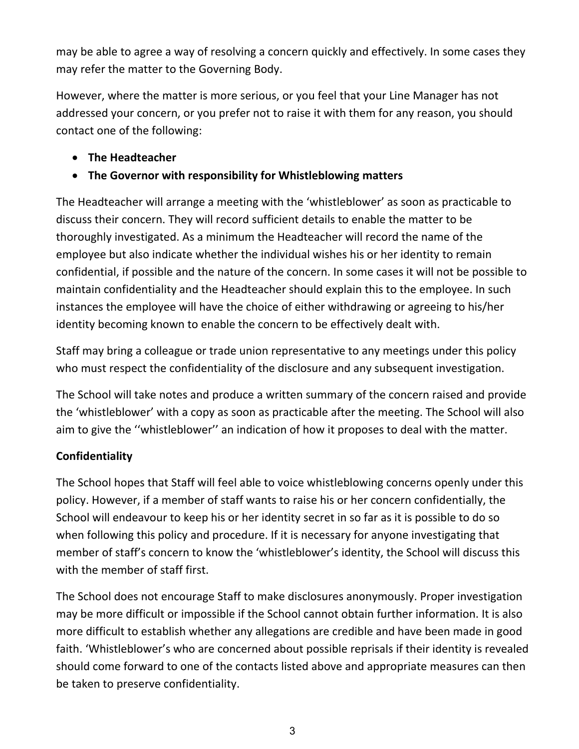may be able to agree a way of resolving a concern quickly and effectively. In some cases they may refer the matter to the Governing Body.

However, where the matter is more serious, or you feel that your Line Manager has not addressed your concern, or you prefer not to raise it with them for any reason, you should contact one of the following:

- **The Headteacher**
- **The Governor with responsibility for Whistleblowing matters**

The Headteacher will arrange a meeting with the 'whistleblower' as soon as practicable to discuss their concern. They will record sufficient details to enable the matter to be thoroughly investigated. As a minimum the Headteacher will record the name of the employee but also indicate whether the individual wishes his or her identity to remain confidential, if possible and the nature of the concern. In some cases it will not be possible to maintain confidentiality and the Headteacher should explain this to the employee. In such instances the employee will have the choice of either withdrawing or agreeing to his/her identity becoming known to enable the concern to be effectively dealt with.

Staff may bring a colleague or trade union representative to any meetings under this policy who must respect the confidentiality of the disclosure and any subsequent investigation.

The School will take notes and produce a written summary of the concern raised and provide the 'whistleblower' with a copy as soon as practicable after the meeting. The School will also aim to give the ''whistleblower'' an indication of how it proposes to deal with the matter.

**Confidentiality**

The School hopes that Staff will feel able to voice whistleblowing concerns openly under this policy. However, if a member of staff wants to raise his or her concern confidentially, the School will endeavour to keep his or her identity secret in so far as it is possible to do so when following this policy and procedure. If it is necessary for anyone investigating that member of staff's concern to know the 'whistleblower's identity, the School will discuss this with the member of staff first.

The School does not encourage Staff to make disclosures anonymously. Proper investigation may be more difficult or impossible if the School cannot obtain further information. It is also more difficult to establish whether any allegations are credible and have been made in good faith. 'Whistleblower's who are concerned about possible reprisals if their identity is revealed should come forward to one of the contacts listed above and appropriate measures can then be taken to preserve confidentiality.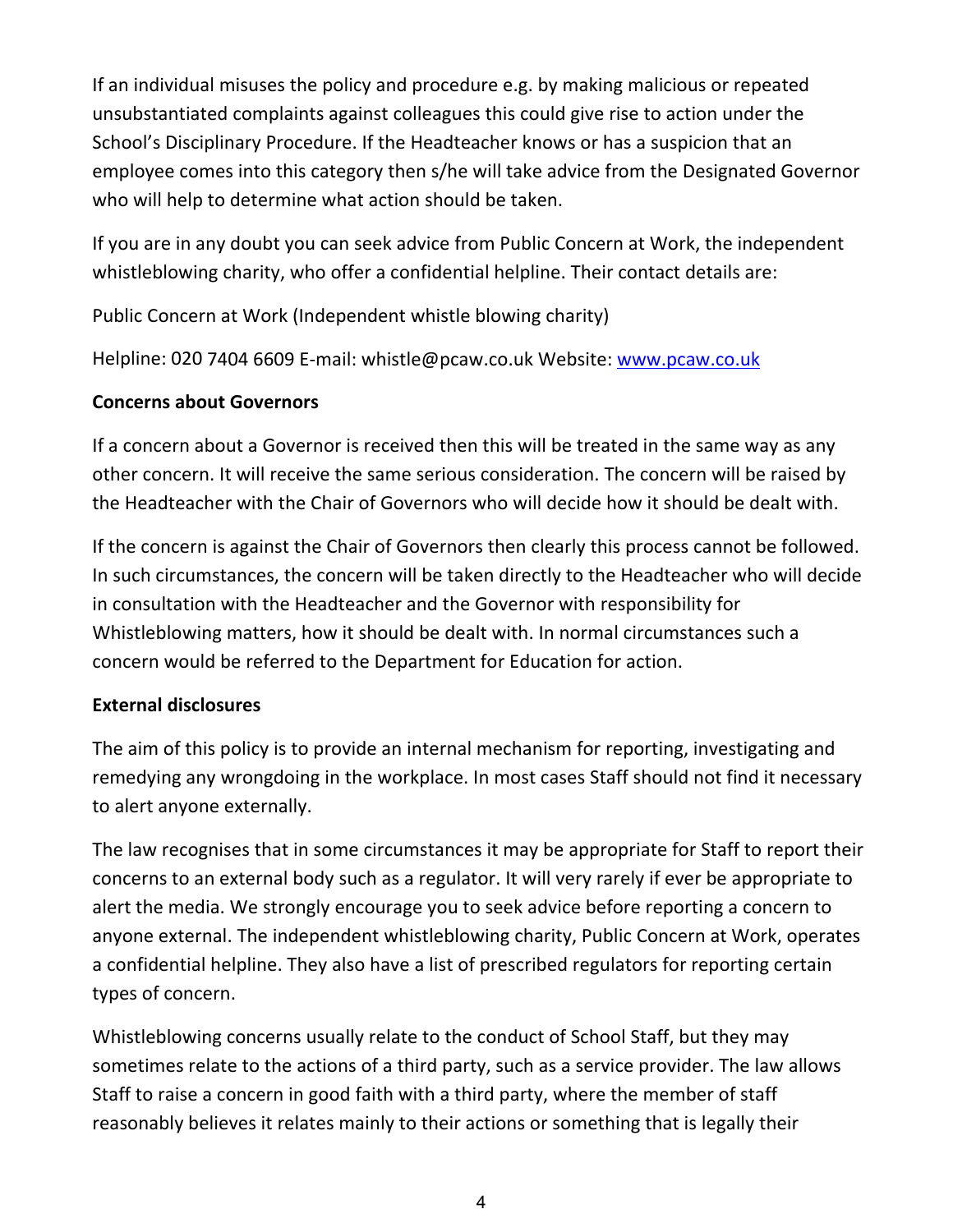If an individual misuses the policy and procedure e.g. by making malicious or repeated unsubstantiated complaints against colleagues this could give rise to action under the School's Disciplinary Procedure. If the Headteacher knows or has a suspicion that an employee comes into this category then s/he will take advice from the Designated Governor who will help to determine what action should be taken.

If you are in any doubt you can seek advice from Public Concern at Work, the independent whistleblowing charity, who offer a confidential helpline. Their contact details are:

Public Concern at Work (Independent whistle blowing charity)

Helpline: 020 7404 6609 E-mail: whistle@pcaw.co.uk Website: [www.pcaw.co.uk](http://www.pcaw.co.uk)

**Concerns about Governors**

If a concern about a Governor is received then this will be treated in the same way as any other concern. It will receive the same serious consideration. The concern will be raised by the Headteacher with the Chair of Governors who will decide how it should be dealt with.

If the concern is against the Chair of Governors then clearly this process cannot be followed. In such circumstances, the concern will be taken directly to the Headteacher who will decide in consultation with the Headteacher and the Governor with responsibility for Whistleblowing matters, how it should be dealt with. In normal circumstances such a concern would be referred to the Department for Education for action.

**External disclosures**

The aim of this policy is to provide an internal mechanism for reporting, investigating and remedying any wrongdoing in the workplace. In most cases Staff should not find it necessary to alert anyone externally.

The law recognises that in some circumstances it may be appropriate for Staff to report their concerns to an external body such as a regulator. It will very rarely if ever be appropriate to alert the media. We strongly encourage you to seek advice before reporting a concern to anyone external. The independent whistleblowing charity, Public Concern at Work, operates a confidential helpline. They also have a list of prescribed regulators for reporting certain types of concern.

Whistleblowing concerns usually relate to the conduct of School Staff, but they may sometimes relate to the actions of a third party, such as a service provider. The law allows Staff to raise a concern in good faith with a third party, where the member of staff reasonably believes it relates mainly to their actions or something that is legally their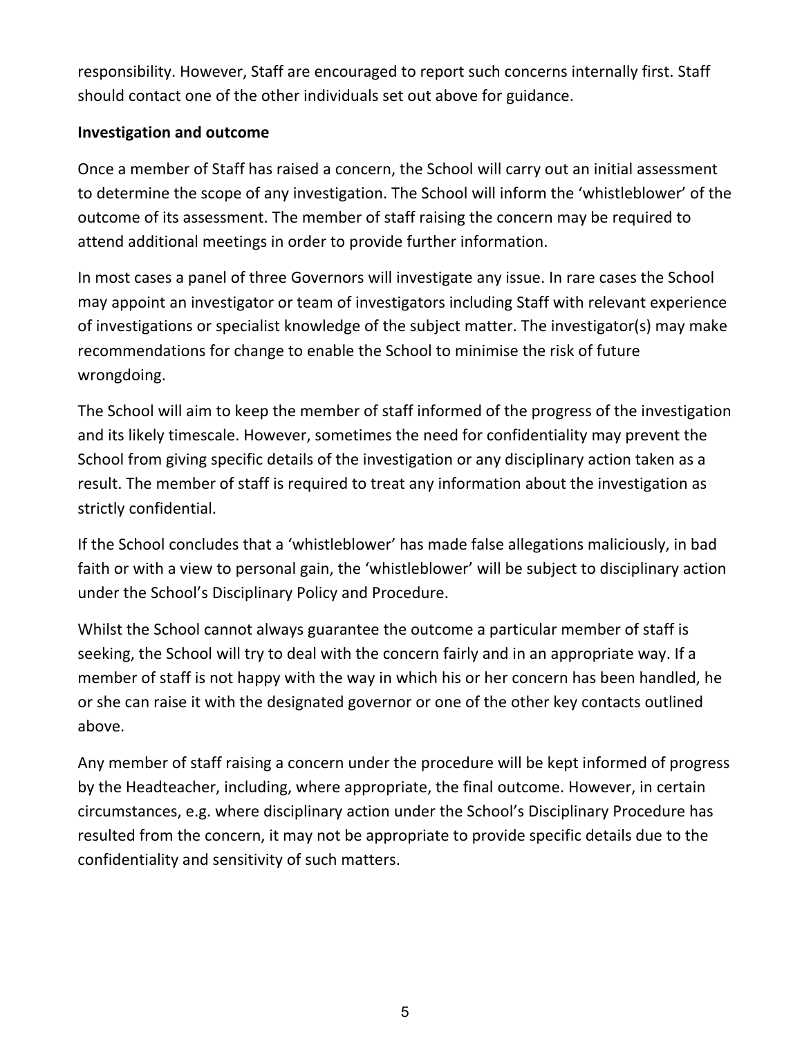responsibility. However, Staff are encouraged to report such concerns internally first. Staff should contact one of the other individuals set out above for guidance.

**Investigation and outcome**

Once a member of Staff has raised a concern, the School will carry out an initial assessment to determine the scope of any investigation. The School will inform the 'whistleblower' of the outcome of its assessment. The member of staff raising the concern may be required to attend additional meetings in order to provide further information.

In most cases a panel of three Governors will investigate any issue. In rare cases the School may appoint an investigator or team of investigators including Staff with relevant experience of investigations or specialist knowledge of the subject matter. The investigator(s) may make recommendations for change to enable the School to minimise the risk of future wrongdoing.

The School will aim to keep the member of staff informed of the progress of the investigation and its likely timescale. However, sometimes the need for confidentiality may prevent the School from giving specific details of the investigation or any disciplinary action taken as a result. The member of staff is required to treat any information about the investigation as strictly confidential.

If the School concludes that a 'whistleblower' has made false allegations maliciously, in bad faith or with a view to personal gain, the 'whistleblower' will be subject to disciplinary action under the School's Disciplinary Policy and Procedure.

Whilst the School cannot always guarantee the outcome a particular member of staff is seeking, the School will try to deal with the concern fairly and in an appropriate way. If a member of staff is not happy with the way in which his or her concern has been handled, he or she can raise it with the designated governor or one of the other key contacts outlined above.

Any member of staff raising a concern under the procedure will be kept informed of progress by the Headteacher, including, where appropriate, the final outcome. However, in certain circumstances, e.g. where disciplinary action under the School's Disciplinary Procedure has resulted from the concern, it may not be appropriate to provide specific details due to the confidentiality and sensitivity of such matters.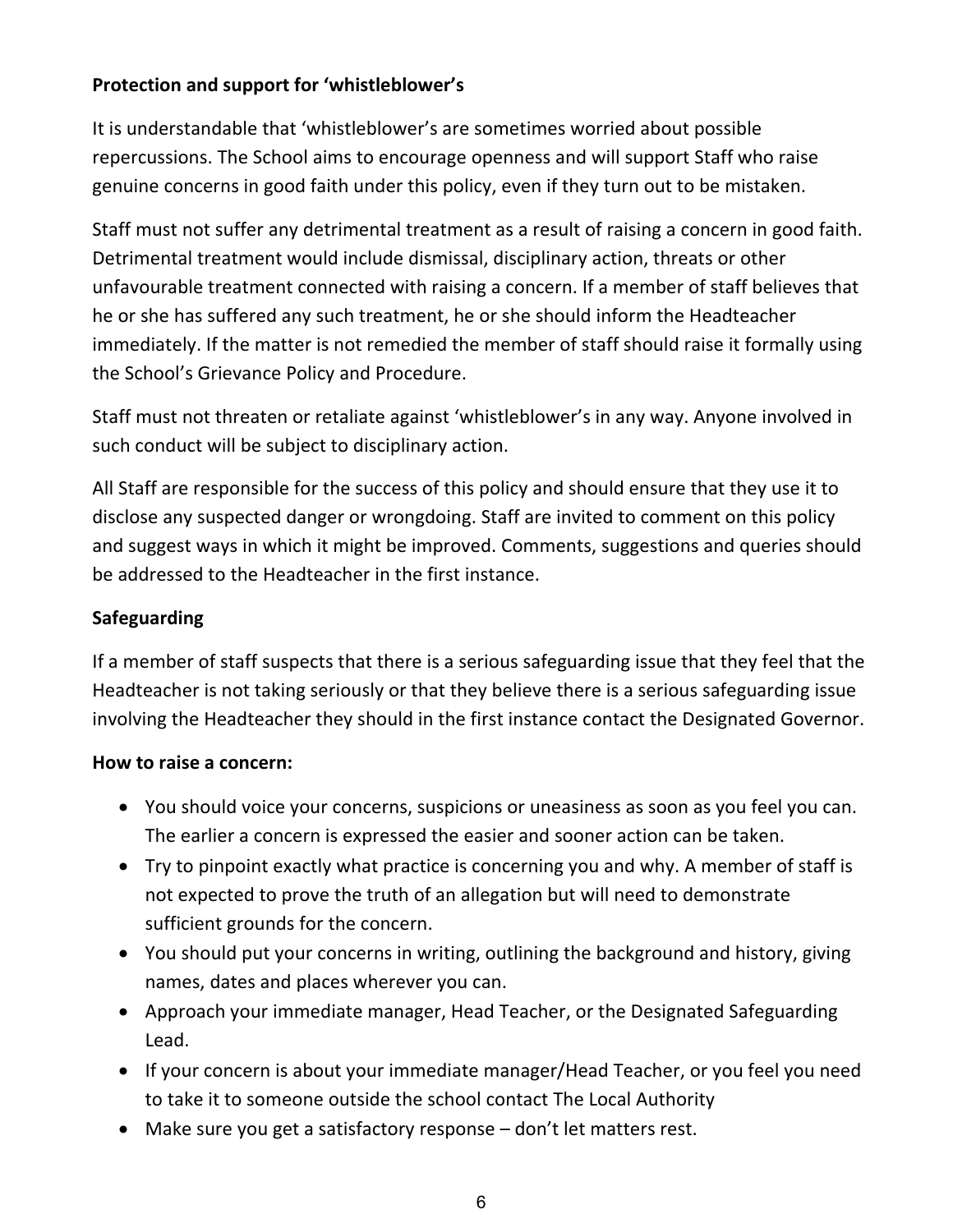**Protection and support for 'whistleblower's**

It is understandable that 'whistleblower's are sometimes worried about possible repercussions. The School aims to encourage openness and will support Staff who raise genuine concerns in good faith under this policy, even if they turn out to be mistaken.

Staff must not suffer any detrimental treatment as a result of raising a concern in good faith. Detrimental treatment would include dismissal, disciplinary action, threats or other unfavourable treatment connected with raising a concern. If a member of staff believes that he or she has suffered any such treatment, he or she should inform the Headteacher immediately. If the matter is not remedied the member of staff should raise it formally using the School's Grievance Policy and Procedure.

Staff must not threaten or retaliate against 'whistleblower's in any way. Anyone involved in such conduct will be subject to disciplinary action.

All Staff are responsible for the success of this policy and should ensure that they use it to disclose any suspected danger or wrongdoing. Staff are invited to comment on this policy and suggest ways in which it might be improved. Comments, suggestions and queries should be addressed to the Headteacher in the first instance.

**Safeguarding**

If a member of staff suspects that there is a serious safeguarding issue that they feel that the Headteacher is not taking seriously or that they believe there is a serious safeguarding issue involving the Headteacher they should in the first instance contact the Designated Governor.

**How to raise a concern:**

- You should voice your concerns, suspicions or uneasiness as soon as you feel you can. The earlier a concern is expressed the easier and sooner action can be taken.
- Try to pinpoint exactly what practice is concerning you and why. A member of staff is not expected to prove the truth of an allegation but will need to demonstrate sufficient grounds for the concern.
- You should put your concerns in writing, outlining the background and history, giving names, dates and places wherever you can.
- Approach your immediate manager, Head Teacher, or the Designated Safeguarding Lead.
- If your concern is about your immediate manager/Head Teacher, or you feel you need to take it to someone outside the school contact The Local Authority
- Make sure you get a satisfactory response – don't let matters rest.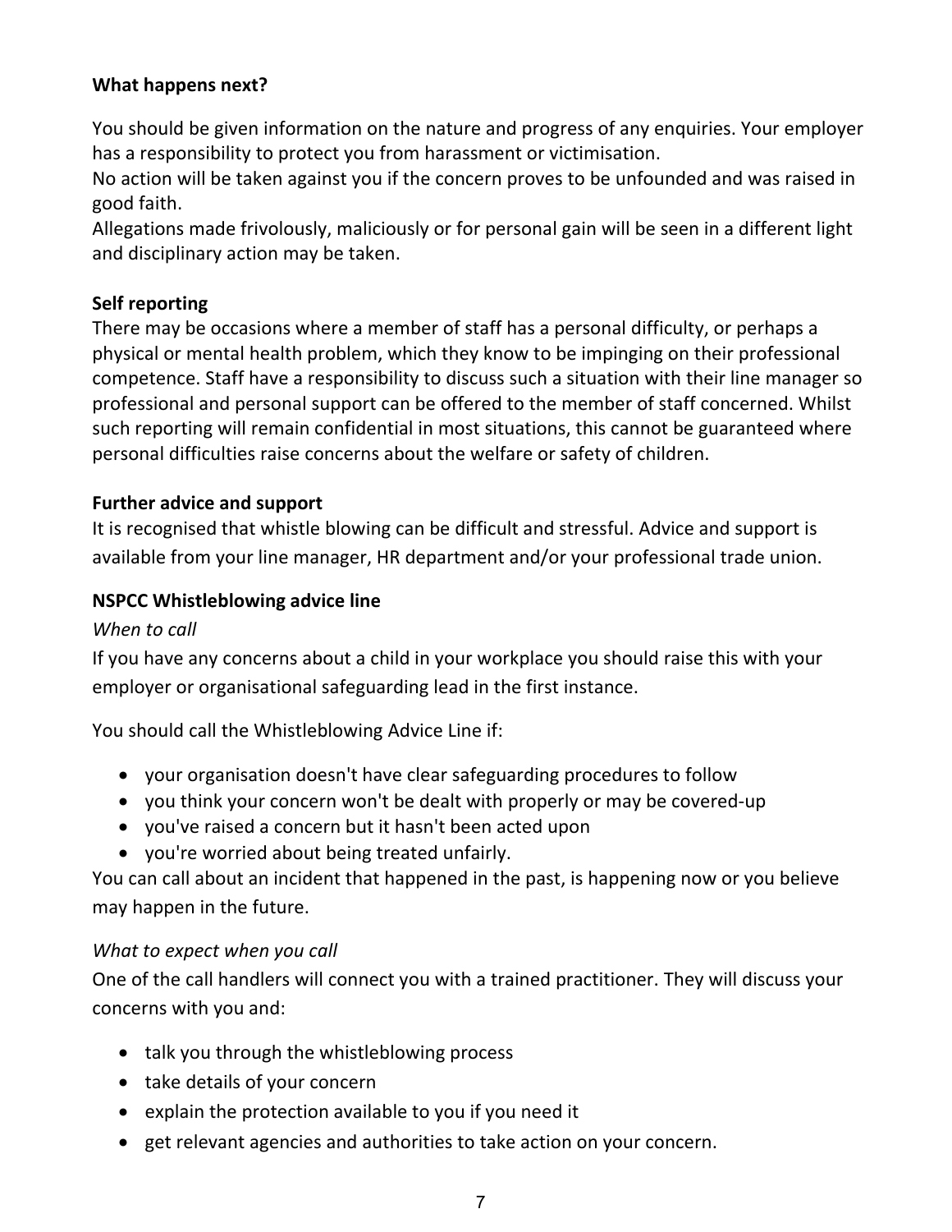**What happens next?**

You should be given information on the nature and progress of any enquiries. Your employer has a responsibility to protect you from harassment or victimisation.
No action will be taken against you if the concern proves to be unfounded and was raised in good faith.
Allegations made frivolously, maliciously or for personal gain will be seen in a different light and disciplinary action may be taken.

**Self reporting**

There may be occasions where a member of staff has a personal difficulty, or perhaps a physical or mental health problem, which they know to be impinging on their professional competence. Staff have a responsibility to discuss such a situation with their line manager so professional and personal support can be offered to the member of staff concerned. Whilst such reporting will remain confidential in most situations, this cannot be guaranteed where personal difficulties raise concerns about the welfare or safety of children.

**Further advice and support**

It is recognised that whistle blowing can be difficult and stressful. Advice and support is available from your line manager, HR department and/or your professional trade union.

**NSPCC Whistleblowing advice line**

*When to call*

If you have any concerns about a child in your workplace you should raise this with your employer or organisational safeguarding lead in the first instance.

You should call the Whistleblowing Advice Line if:

- your organisation doesn't have clear safeguarding procedures to follow
- you think your concern won't be dealt with properly or may be covered-up
- you've raised a concern but it hasn't been acted upon
- you're worried about being treated unfairly.

You can call about an incident that happened in the past, is happening now or you believe may happen in the future.

*What to expect when you call*

One of the call handlers will connect you with a trained practitioner. They will discuss your concerns with you and:

- talk you through the whistleblowing process
- take details of your concern
- explain the protection available to you if you need it
- get relevant agencies and authorities to take action on your concern.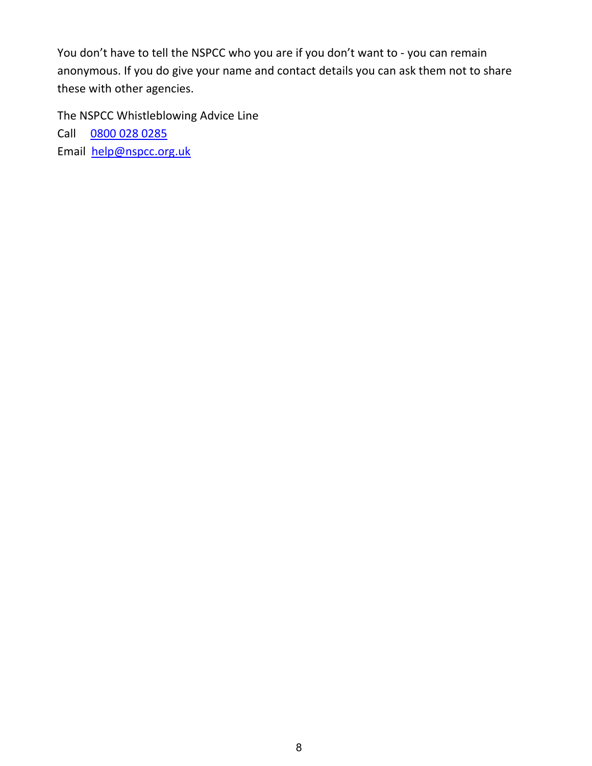You don't have to tell the NSPCC who you are if you don't want to - you can remain anonymous. If you do give your name and contact details you can ask them not to share these with other agencies.

The NSPCC Whistleblowing Advice Line
Call 0800 028 0285
Email help@nspcc.org.uk